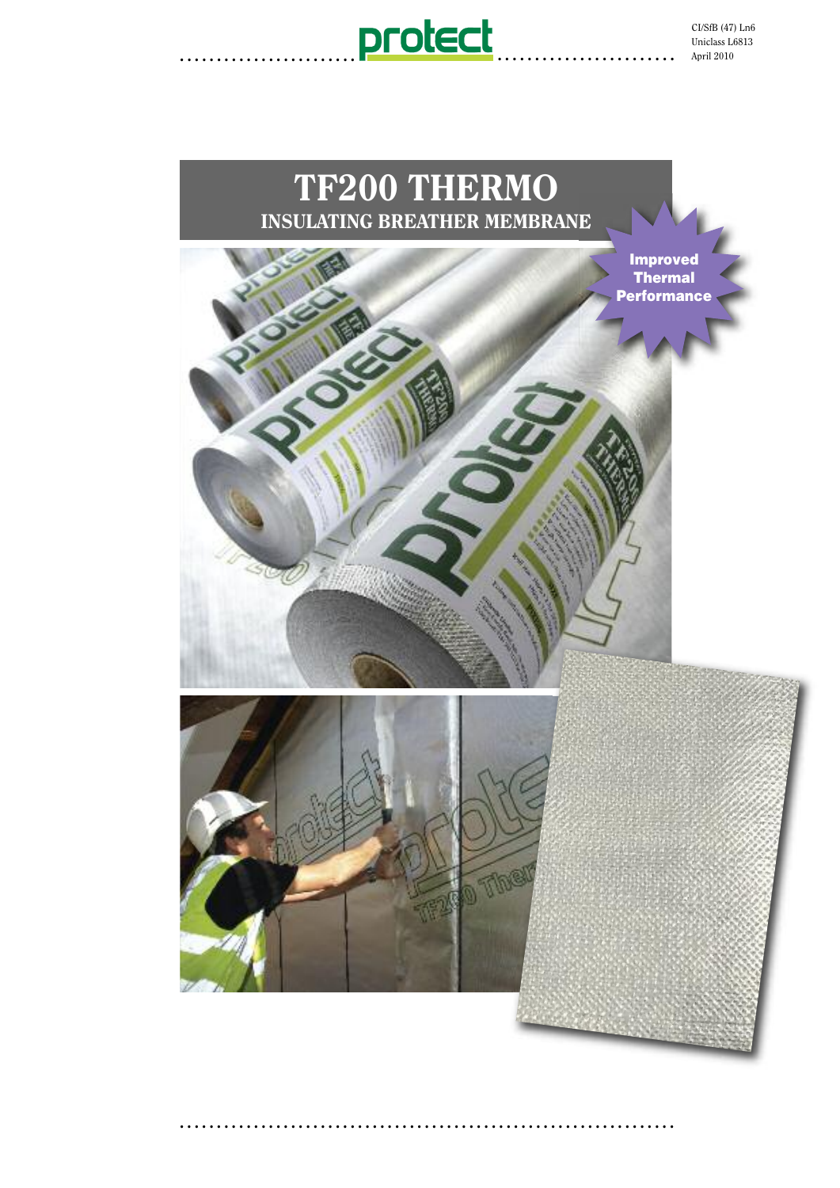protect

CI/SfB (47) Ln6
Uniclass L6813
April 2010

# TF200 THERMO

## INSULATING BREATHER MEMBRANE

**Improved Thermal Performance**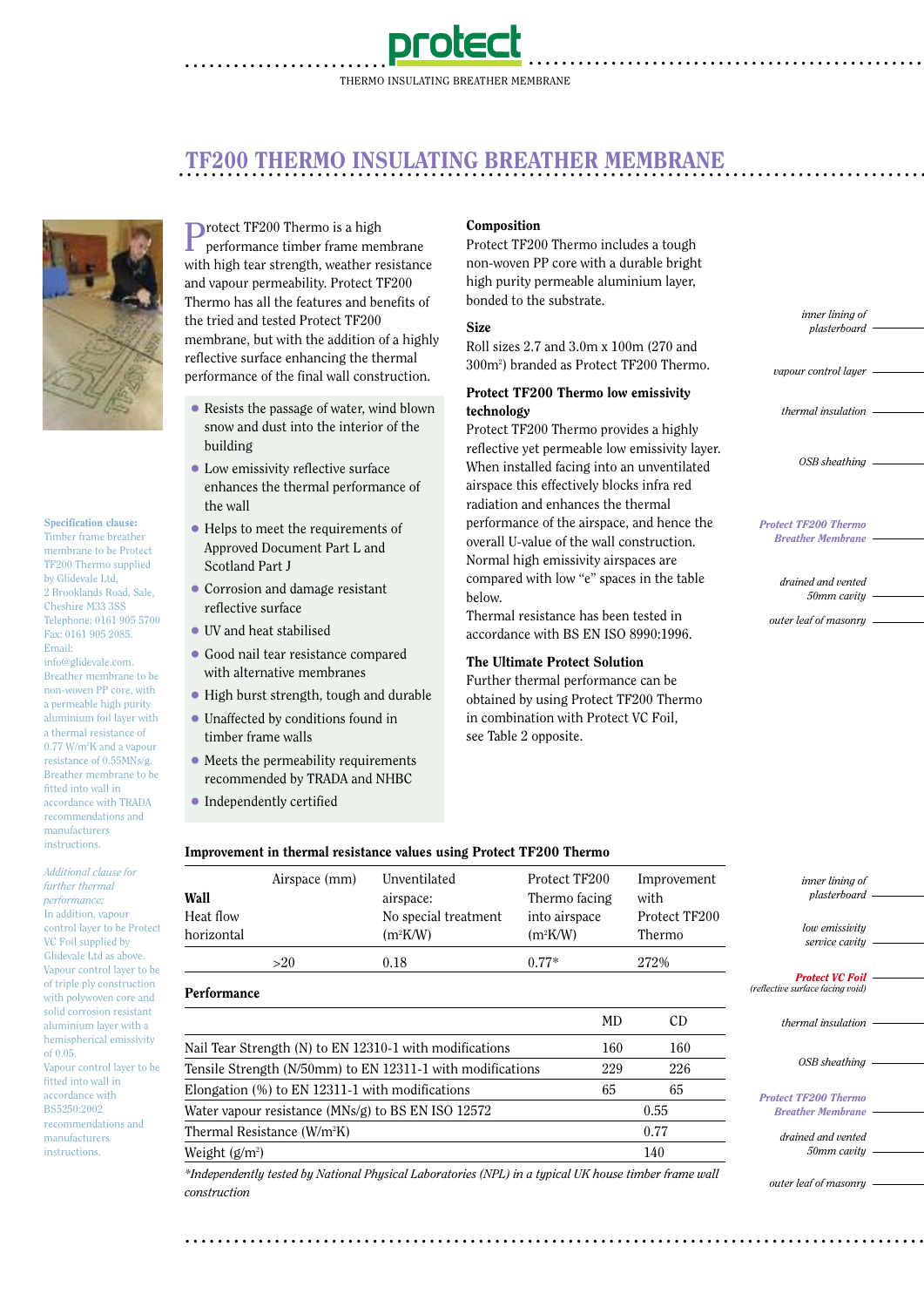# TF200 THERMO INSULATING BREATHER MEMBRANE

Protect TF200 Thermo is a high performance timber frame membrane with high tear strength, weather resistance and vapour permeability. Protect TF200 Thermo has all the features and benefits of the tried and tested Protect TF200 membrane, but with the addition of a highly reflective surface enhancing the thermal performance of the final wall construction.

- Resists the passage of water, wind blown snow and dust into the interior of the building
- Low emissivity reflective surface enhances the thermal performance of the wall
- Helps to meet the requirements of Approved Document Part L and Scotland Part J
- Corrosion and damage resistant reflective surface
- UV and heat stabilised
- Good nail tear resistance compared with alternative membranes
- High burst strength, tough and durable
- Unaffected by conditions found in timber frame walls
- Meets the permeability requirements recommended by TRADA and NHBC
- Independently certified

### Composition

Protect TF200 Thermo includes a tough non-woven PP core with a durable bright high purity permeable aluminium layer, bonded to the substrate.

### Size

Roll sizes 2.7 and 3.0m x 100m (270 and 300m$^2$) branded as Protect TF200 Thermo.

### Protect TF200 Thermo low emissivity technology

Protect TF200 Thermo provides a highly reflective yet permeable low emissivity layer. When installed facing into an unventilated airspace this effectively blocks infra red radiation and enhances the thermal performance of the airspace, and hence the overall U-value of the wall construction. Normal high emissivity airspaces are compared with low "e" spaces in the table below.

Thermal resistance has been tested in accordance with BS EN ISO 8990:1996.

### The Ultimate Protect Solution

Further thermal performance can be obtained by using Protect TF200 Thermo in combination with Protect VC Foil, see Table 2 opposite.

*inner lining of plasterboard*
*vapour control layer*
*thermal insulation*
*OSB sheathing*
*Protect TF200 Thermo Breather Membrane*
*drained and vented 50mm cavity*
*outer leaf of masonry*

**Specification clause:**
Timber frame breather membrane to be Protect TF200 Thermo supplied by Glidevale Ltd, 2 Brooklands Road, Sale, Cheshire M33 3SS Telephone: 0161 905 5700 Fax: 0161 905 2085. Email: info@glidevale.com. Breather membrane to be non-woven PP core, with a permeable high purity aluminium foil layer with a thermal resistance of 0.77 W/m$^2$K and a vapour resistance of 0.55MNs/g. Breather membrane to be fitted into wall in accordance with TRADA recommendations and manufacturers instructions.

*Additional clause for further thermal performance;*
In addition, vapour control layer to be Protect VC Foil supplied by Glidevale Ltd as above. Vapour control layer to be of triple ply construction with polywoven core and solid corrosion resistant aluminium layer with a hemispherical emissivity of 0.05. Vapour control layer to be fitted into wall in accordance with BS5250:2002 recommendations and manufacturers instructions.

### Improvement in thermal resistance values using Protect TF200 Thermo

| **Wall** Heat flow horizontal | Airspace (mm) | Unventilated airspace: No special treatment (m$^2$K/W) | Protect TF200 Thermo facing into airspace (m$^2$K/W) | Improvement with Protect TF200 Thermo |
|---|---|---|---|---|
| | >20 | 0.18 | 0.77* | 272% |

### Performance

| | MD | CD |
|---|---|---|
| Nail Tear Strength (N) to EN 12310-1 with modifications | 160 | 160 |
| Tensile Strength (N/50mm) to EN 12311-1 with modifications | 229 | 226 |
| Elongation (%) to EN 12311-1 with modifications | 65 | 65 |
| Water vapour resistance (MNs/g) to BS EN ISO 12572 | 0.55 | |
| Thermal Resistance (W/m$^2$K) | 0.77 | |
| Weight (g/m$^2$) | 140 | |

*\*Independently tested by National Physical Laboratories (NPL) in a typical UK house timber frame wall construction*

*inner lining of plasterboard*
*low emissivity service cavity*
***Protect VC Foil*** *(reflective surface facing void)*
*thermal insulation*
*OSB sheathing*
*Protect TF200 Thermo Breather Membrane*
*drained and vented 50mm cavity*
*outer leaf of masonry*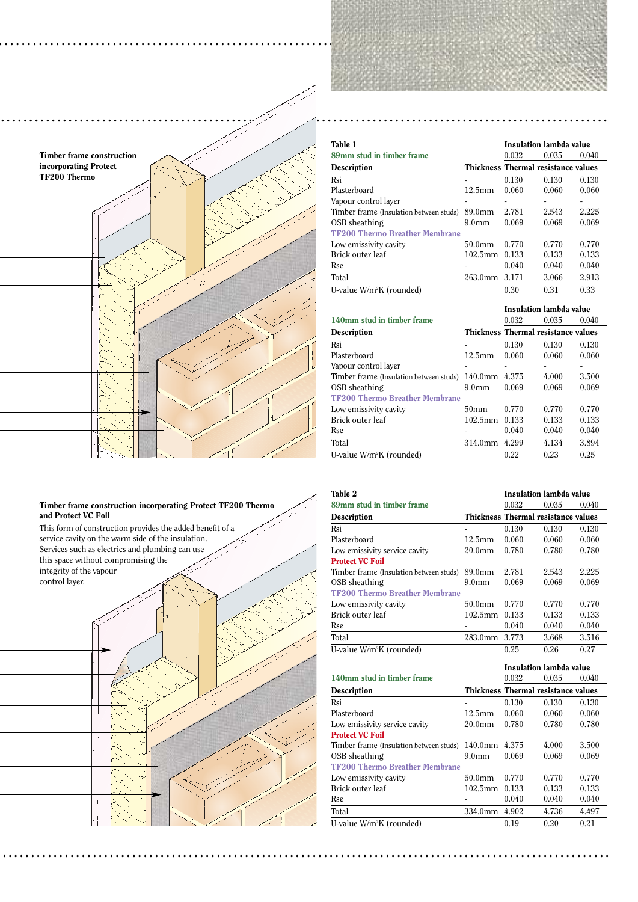**Timber frame construction incorporating Protect TF200 Thermo**

**Table 1**

**89mm stud in timber frame**

| Description | Thickness | Insulation lambda value 0.032 | 0.035 | 0.040 |
|---|---|---|---|---|
| | | Thermal resistance values | | |
| Rsi | - | 0.130 | 0.130 | 0.130 |
| Plasterboard | 12.5mm | 0.060 | 0.060 | 0.060 |
| Vapour control layer | - | - | - | - |
| Timber frame (Insulation between studs) | 89.0mm | 2.781 | 2.543 | 2.225 |
| OSB sheathing | 9.0mm | 0.069 | 0.069 | 0.069 |
| TF200 Thermo Breather Membrane | | | | |
| Low emissivity cavity | 50.0mm | 0.770 | 0.770 | 0.770 |
| Brick outer leaf | 102.5mm | 0.133 | 0.133 | 0.133 |
| Rse | - | 0.040 | 0.040 | 0.040 |
| Total | 263.0mm | 3.171 | 3.066 | 2.913 |
| U-value W/m²K (rounded) | | 0.30 | 0.31 | 0.33 |

**140mm stud in timber frame**

| Description | Thickness | Insulation lambda value 0.032 | 0.035 | 0.040 |
|---|---|---|---|---|
| | | Thermal resistance values | | |
| Rsi | - | 0.130 | 0.130 | 0.130 |
| Plasterboard | 12.5mm | 0.060 | 0.060 | 0.060 |
| Vapour control layer | - | - | - | - |
| Timber frame (Insulation between studs) | 140.0mm | 4.375 | 4.000 | 3.500 |
| OSB sheathing | 9.0mm | 0.069 | 0.069 | 0.069 |
| TF200 Thermo Breather Membrane | | | | |
| Low emissivity cavity | 50mm | 0.770 | 0.770 | 0.770 |
| Brick outer leaf | 102.5mm | 0.133 | 0.133 | 0.133 |
| Rse | - | 0.040 | 0.040 | 0.040 |
| Total | 314.0mm | 4.299 | 4.134 | 3.894 |
| U-value W/m²K (rounded) | | 0.22 | 0.23 | 0.25 |

**Timber frame construction incorporating Protect TF200 Thermo and Protect VC Foil**

This form of construction provides the added benefit of a service cavity on the warm side of the insulation. Services such as electrics and plumbing can use this space without compromising the integrity of the vapour control layer.

**Table 2**

**89mm stud in timber frame**

| Description | Thickness | Insulation lambda value 0.032 | 0.035 | 0.040 |
|---|---|---|---|---|
| | | Thermal resistance values | | |
| Rsi | - | 0.130 | 0.130 | 0.130 |
| Plasterboard | 12.5mm | 0.060 | 0.060 | 0.060 |
| Low emissivity service cavity | 20.0mm | 0.780 | 0.780 | 0.780 |
| Protect VC Foil | | | | |
| Timber frame (Insulation between studs) | 89.0mm | 2.781 | 2.543 | 2.225 |
| OSB sheathing | 9.0mm | 0.069 | 0.069 | 0.069 |
| TF200 Thermo Breather Membrane | | | | |
| Low emissivity cavity | 50.0mm | 0.770 | 0.770 | 0.770 |
| Brick outer leaf | 102.5mm | 0.133 | 0.133 | 0.133 |
| Rse | - | 0.040 | 0.040 | 0.040 |
| Total | 283.0mm | 3.773 | 3.668 | 3.516 |
| U-value W/m²K (rounded) | | 0.25 | 0.26 | 0.27 |

**140mm stud in timber frame**

| Description | Thickness | Insulation lambda value 0.032 | 0.035 | 0.040 |
|---|---|---|---|---|
| | | Thermal resistance values | | |
| Rsi | - | 0.130 | 0.130 | 0.130 |
| Plasterboard | 12.5mm | 0.060 | 0.060 | 0.060 |
| Low emissivity service cavity | 20.0mm | 0.780 | 0.780 | 0.780 |
| Protect VC Foil | | | | |
| Timber frame (Insulation between studs) | 140.0mm | 4.375 | 4.000 | 3.500 |
| OSB sheathing | 9.0mm | 0.069 | 0.069 | 0.069 |
| TF200 Thermo Breather Membrane | | | | |
| Low emissivity cavity | 50.0mm | 0.770 | 0.770 | 0.770 |
| Brick outer leaf | 102.5mm | 0.133 | 0.133 | 0.133 |
| Rse | - | 0.040 | 0.040 | 0.040 |
| Total | 334.0mm | 4.902 | 4.736 | 4.497 |
| U-value W/m²K (rounded) | | 0.19 | 0.20 | 0.21 |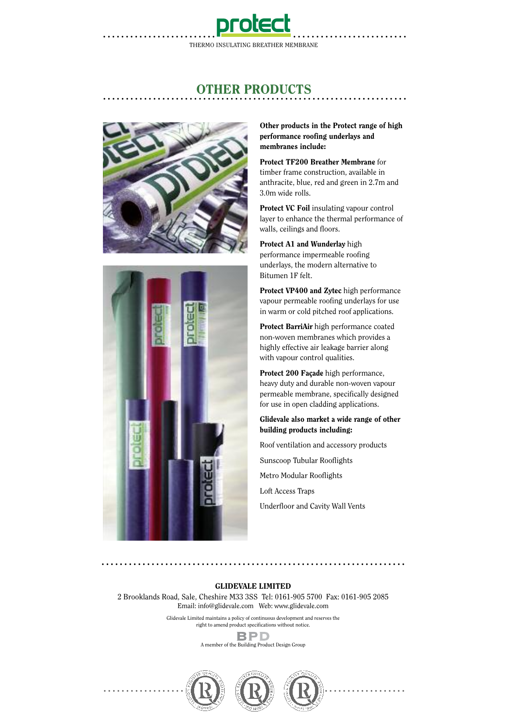# OTHER PRODUCTS

**Other products in the Protect range of high performance roofing underlays and membranes include:**

**Protect TF200 Breather Membrane** for timber frame construction, available in anthracite, blue, red and green in 2.7m and 3.0m wide rolls.

**Protect VC Foil** insulating vapour control layer to enhance the thermal performance of walls, ceilings and floors.

**Protect A1 and Wunderlay** high performance impermeable roofing underlays, the modern alternative to Bitumen 1F felt.

**Protect VP400 and Zytec** high performance vapour permeable roofing underlays for use in warm or cold pitched roof applications.

**Protect BarriAir** high performance coated non-woven membranes which provides a highly effective air leakage barrier along with vapour control qualities.

**Protect 200 Façade** high performance, heavy duty and durable non-woven vapour permeable membrane, specifically designed for use in open cladding applications.

**Glidevale also market a wide range of other building products including:**

Roof ventilation and accessory products

Sunscoop Tubular Rooflights

Metro Modular Rooflights

Loft Access Traps

Underfloor and Cavity Wall Vents

**GLIDEVALE LIMITED**

2 Brooklands Road, Sale, Cheshire M33 3SS Tel: 0161-905 5700 Fax: 0161-905 2085
Email: info@glidevale.com Web: www.glidevale.com

Glidevale Limited maintains a policy of continuous development and reserves the right to amend product specifications without notice.

BPD
A member of the Building Product Design Group